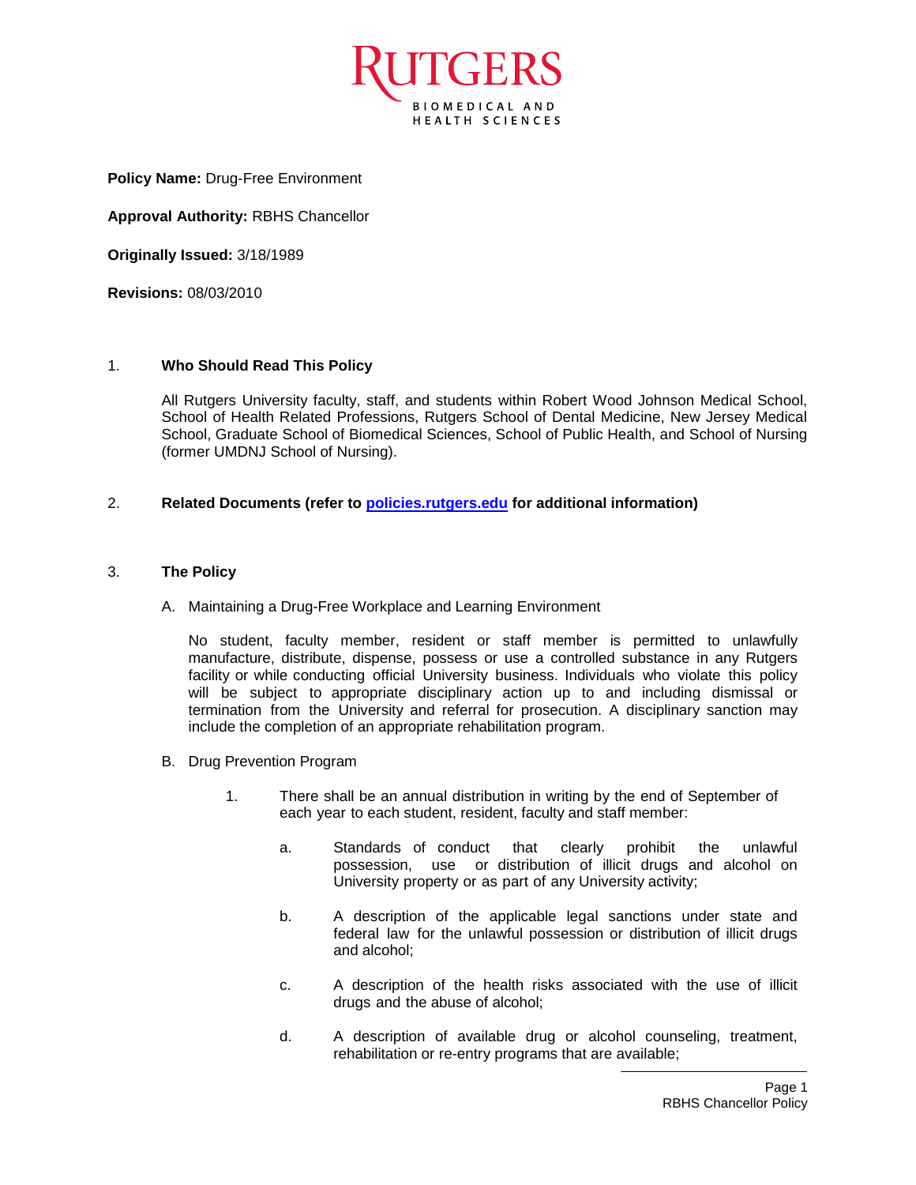RUTGERS
BIOMEDICAL AND HEALTH SCIENCES

**Policy Name:** Drug-Free Environment

**Approval Authority:** RBHS Chancellor

**Originally Issued:** 3/18/1989

**Revisions:** 08/03/2010

## 1. Who Should Read This Policy

All Rutgers University faculty, staff, and students within Robert Wood Johnson Medical School, School of Health Related Professions, Rutgers School of Dental Medicine, New Jersey Medical School, Graduate School of Biomedical Sciences, School of Public Health, and School of Nursing (former UMDNJ School of Nursing).

## 2. Related Documents (refer to [policies.rutgers.edu](http://policies.rutgers.edu) for additional information)

## 3. The Policy

A. Maintaining a Drug-Free Workplace and Learning Environment

No student, faculty member, resident or staff member is permitted to unlawfully manufacture, distribute, dispense, possess or use a controlled substance in any Rutgers facility or while conducting official University business. Individuals who violate this policy will be subject to appropriate disciplinary action up to and including dismissal or termination from the University and referral for prosecution. A disciplinary sanction may include the completion of an appropriate rehabilitation program.

B. Drug Prevention Program

1. There shall be an annual distribution in writing by the end of September of each year to each student, resident, faculty and staff member:

    a. Standards of conduct that clearly prohibit the unlawful possession, use or distribution of illicit drugs and alcohol on University property or as part of any University activity;

    b. A description of the applicable legal sanctions under state and federal law for the unlawful possession or distribution of illicit drugs and alcohol;

    c. A description of the health risks associated with the use of illicit drugs and the abuse of alcohol;

    d. A description of available drug or alcohol counseling, treatment, rehabilitation or re-entry programs that are available;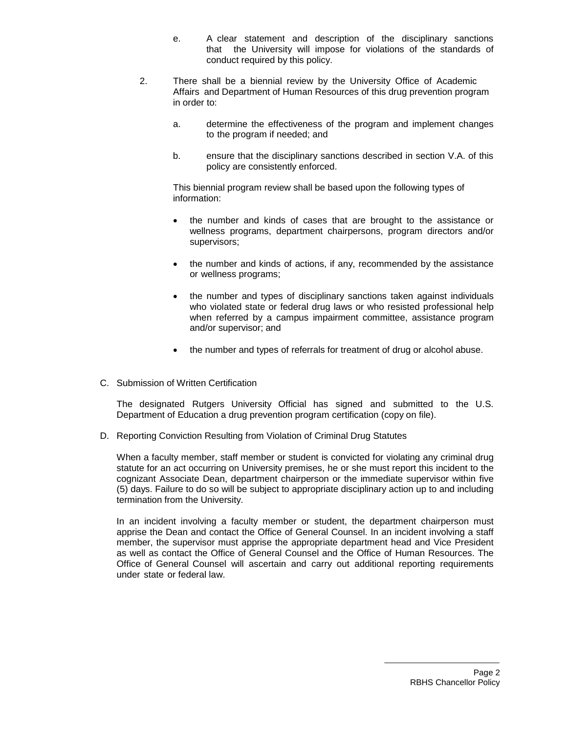e. A clear statement and description of the disciplinary sanctions that the University will impose for violations of the standards of conduct required by this policy.

2. There shall be a biennial review by the University Office of Academic Affairs and Department of Human Resources of this drug prevention program in order to:

   a. determine the effectiveness of the program and implement changes to the program if needed; and

   b. ensure that the disciplinary sanctions described in section V.A. of this policy are consistently enforced.

   This biennial program review shall be based upon the following types of information:

   - the number and kinds of cases that are brought to the assistance or wellness programs, department chairpersons, program directors and/or supervisors;
   - the number and kinds of actions, if any, recommended by the assistance or wellness programs;
   - the number and types of disciplinary sanctions taken against individuals who violated state or federal drug laws or who resisted professional help when referred by a campus impairment committee, assistance program and/or supervisor; and
   - the number and types of referrals for treatment of drug or alcohol abuse.

C. Submission of Written Certification

The designated Rutgers University Official has signed and submitted to the U.S. Department of Education a drug prevention program certification (copy on file).

D. Reporting Conviction Resulting from Violation of Criminal Drug Statutes

When a faculty member, staff member or student is convicted for violating any criminal drug statute for an act occurring on University premises, he or she must report this incident to the cognizant Associate Dean, department chairperson or the immediate supervisor within five (5) days. Failure to do so will be subject to appropriate disciplinary action up to and including termination from the University.

In an incident involving a faculty member or student, the department chairperson must apprise the Dean and contact the Office of General Counsel. In an incident involving a staff member, the supervisor must apprise the appropriate department head and Vice President as well as contact the Office of General Counsel and the Office of Human Resources. The Office of General Counsel will ascertain and carry out additional reporting requirements under state or federal law.